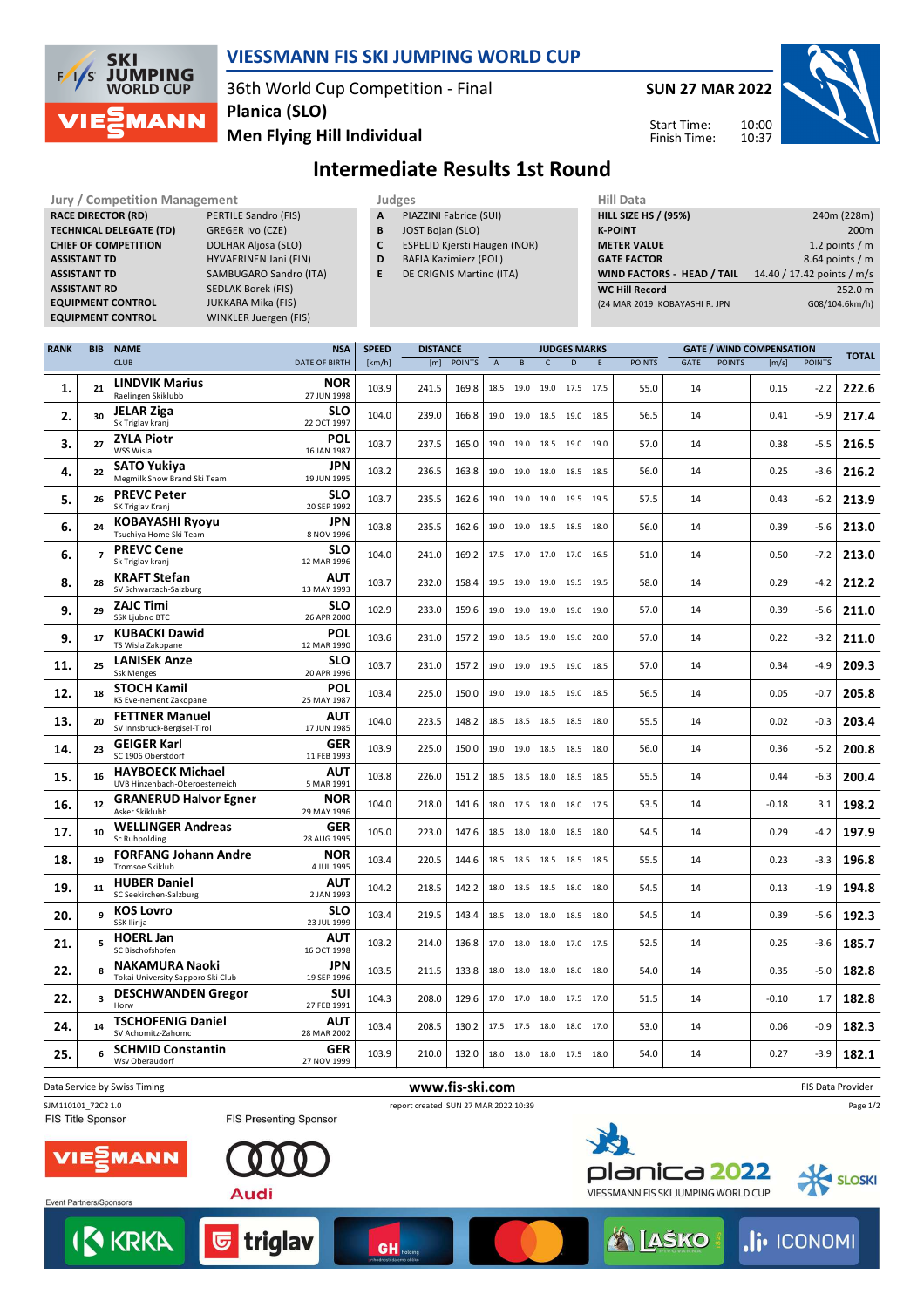# VIESSMANN FIS SKI JUMPING WORLD CUP

36th World Cup Competition - Final
**Planica (SLO)**
**Men Flying Hill Individual**

**SUN 27 MAR 2022**

Start Time: 10:00
Finish Time: 10:37

## Intermediate Results 1st Round

| Jury / Competition Management | |
|---|---|
| RACE DIRECTOR (RD) | PERTILE Sandro (FIS) |
| TECHNICAL DELEGATE (TD) | GREGER Ivo (CZE) |
| CHIEF OF COMPETITION | DOLHAR Aljosa (SLO) |
| ASSISTANT TD | HYVAERINEN Jani (FIN) |
| ASSISTANT TD | SAMBUGARO Sandro (ITA) |
| ASSISTANT RD | SEDLAK Borek (FIS) |
| EQUIPMENT CONTROL | JUKKARA Mika (FIS) |
| EQUIPMENT CONTROL | WINKLER Juergen (FIS) |

| Judges | |
|---|---|
| A | PIAZZINI Fabrice (SUI) |
| B | JOST Bojan (SLO) |
| C | ESPELID Kjersti Haugen (NOR) |
| D | BAFIA Kazimierz (POL) |
| E | DE CRIGNIS Martino (ITA) |

| Hill Data | |
|---|---|
| HILL SIZE HS / (95%) | 240m (228m) |
| K-POINT | 200m |
| METER VALUE | 1.2 points / m |
| GATE FACTOR | 8.64 points / m |
| WIND FACTORS - HEAD / TAIL | 14.40 / 17.42 points / m/s |
| WC Hill Record | 252.0 m |
| (24 MAR 2019 KOBAYASHI R. JPN | G08/104.6km/h) |

| RANK | BIB | NAME / CLUB | NSA / DATE OF BIRTH | SPEED [km/h] | DISTANCE [m] | DISTANCE POINTS | A | B | C | D | E | JUDGES POINTS | GATE | GATE POINTS | WIND [m/s] | WIND POINTS | TOTAL |
|---|---|---|---|---|---|---|---|---|---|---|---|---|---|---|---|---|---|
| 1. | 21 | LINDVIK Marius / Raelingen Skiklubb | NOR / 27 JUN 1998 | 103.9 | 241.5 | 169.8 | 18.5 | 19.0 | 19.0 | 17.5 | 17.5 | 55.0 | 14 | | 0.15 | -2.2 | 222.6 |
| 2. | 30 | JELAR Ziga / Sk Triglav kranj | SLO / 22 OCT 1997 | 104.0 | 239.0 | 166.8 | 19.0 | 19.0 | 18.5 | 19.0 | 18.5 | 56.5 | 14 | | 0.41 | -5.9 | 217.4 |
| 3. | 27 | ZYLA Piotr / WSS Wisla | POL / 16 JAN 1987 | 103.7 | 237.5 | 165.0 | 19.0 | 19.0 | 18.5 | 19.0 | 19.0 | 57.0 | 14 | | 0.38 | -5.5 | 216.5 |
| 4. | 22 | SATO Yukiya / Megmilk Snow Brand Ski Team | JPN / 19 JUN 1995 | 103.2 | 236.5 | 163.8 | 19.0 | 19.0 | 18.0 | 18.5 | 18.5 | 56.0 | 14 | | 0.25 | -3.6 | 216.2 |
| 5. | 26 | PREVC Peter / SK Triglav Kranj | SLO / 20 SEP 1992 | 103.7 | 235.5 | 162.6 | 19.0 | 19.0 | 19.0 | 19.5 | 19.5 | 57.5 | 14 | | 0.43 | -6.2 | 213.9 |
| 6. | 24 | KOBAYASHI Ryoyu / Tsuchiya Home Ski Team | JPN / 8 NOV 1996 | 103.8 | 235.5 | 162.6 | 19.0 | 19.0 | 18.5 | 18.5 | 18.0 | 56.0 | 14 | | 0.39 | -5.6 | 213.0 |
| 6. | 7 | PREVC Cene / Sk Triglav kranj | SLO / 12 MAR 1996 | 104.0 | 241.0 | 169.2 | 17.5 | 17.0 | 17.0 | 17.0 | 16.5 | 51.0 | 14 | | 0.50 | -7.2 | 213.0 |
| 8. | 28 | KRAFT Stefan / SV Schwarzach-Salzburg | AUT / 13 MAY 1993 | 103.7 | 232.0 | 158.4 | 19.5 | 19.0 | 19.0 | 19.5 | 19.5 | 58.0 | 14 | | 0.29 | -4.2 | 212.2 |
| 9. | 29 | ZAJC Timi / SSK Ljubno BTC | SLO / 26 APR 2000 | 102.9 | 233.0 | 159.6 | 19.0 | 19.0 | 19.0 | 19.0 | 19.0 | 57.0 | 14 | | 0.39 | -5.6 | 211.0 |
| 9. | 17 | KUBACKI Dawid / TS Wisla Zakopane | POL / 12 MAR 1990 | 103.6 | 231.0 | 157.2 | 19.0 | 18.5 | 19.0 | 19.0 | 20.0 | 57.0 | 14 | | 0.22 | -3.2 | 211.0 |
| 11. | 25 | LANISEK Anze / Ssk Menges | SLO / 20 APR 1996 | 103.7 | 231.0 | 157.2 | 19.0 | 19.0 | 19.5 | 19.0 | 18.5 | 57.0 | 14 | | 0.34 | -4.9 | 209.3 |
| 12. | 18 | STOCH Kamil / KS Eve-nement Zakopane | POL / 25 MAY 1987 | 103.4 | 225.0 | 150.0 | 19.0 | 19.0 | 18.5 | 19.0 | 18.5 | 56.5 | 14 | | 0.05 | -0.7 | 205.8 |
| 13. | 20 | FETTNER Manuel / SV Innsbruck-Bergisel-Tirol | AUT / 17 JUN 1985 | 104.0 | 223.5 | 148.2 | 18.5 | 18.5 | 18.5 | 18.5 | 18.0 | 55.5 | 14 | | 0.02 | -0.3 | 203.4 |
| 14. | 23 | GEIGER Karl / SC 1906 Oberstdorf | GER / 11 FEB 1993 | 103.9 | 225.0 | 150.0 | 19.0 | 19.0 | 18.5 | 18.5 | 18.0 | 56.0 | 14 | | 0.36 | -5.2 | 200.8 |
| 15. | 16 | HAYBOECK Michael / UVB Hinzenbach-Oberoesterreich | AUT / 5 MAR 1991 | 103.8 | 226.0 | 151.2 | 18.5 | 18.5 | 18.0 | 18.5 | 18.5 | 55.5 | 14 | | 0.44 | -6.3 | 200.4 |
| 16. | 12 | GRANERUD Halvor Egner / Asker Skiklubb | NOR / 29 MAY 1996 | 104.0 | 218.0 | 141.6 | 18.0 | 17.5 | 18.0 | 18.0 | 17.5 | 53.5 | 14 | | -0.18 | 3.1 | 198.2 |
| 17. | 10 | WELLINGER Andreas / Sc Ruhpolding | GER / 28 AUG 1995 | 105.0 | 223.0 | 147.6 | 18.5 | 18.0 | 18.0 | 18.5 | 18.0 | 54.5 | 14 | | 0.29 | -4.2 | 197.9 |
| 18. | 19 | FORFANG Johann Andre / Tromsoe Skiklub | NOR / 4 JUL 1995 | 103.4 | 220.5 | 144.6 | 18.5 | 18.5 | 18.5 | 18.5 | 18.5 | 55.5 | 14 | | 0.23 | -3.3 | 196.8 |
| 19. | 11 | HUBER Daniel / SC Seekirchen-Salzburg | AUT / 2 JAN 1993 | 104.2 | 218.5 | 142.2 | 18.0 | 18.5 | 18.5 | 18.0 | 18.0 | 54.5 | 14 | | 0.13 | -1.9 | 194.8 |
| 20. | 9 | KOS Lovro / SSK Ilirija | SLO / 23 JUL 1999 | 103.4 | 219.5 | 143.4 | 18.5 | 18.0 | 18.0 | 18.5 | 18.0 | 54.5 | 14 | | 0.39 | -5.6 | 192.3 |
| 21. | 5 | HOERL Jan / SC Bischofshofen | AUT / 16 OCT 1998 | 103.2 | 214.0 | 136.8 | 17.0 | 18.0 | 18.0 | 17.0 | 17.5 | 52.5 | 14 | | 0.25 | -3.6 | 185.7 |
| 22. | 8 | NAKAMURA Naoki / Tokai University Sapporo Ski Club | JPN / 19 SEP 1996 | 103.5 | 211.5 | 133.8 | 18.0 | 18.0 | 18.0 | 18.0 | 18.0 | 54.0 | 14 | | 0.35 | -5.0 | 182.8 |
| 22. | 3 | DESCHWANDEN Gregor / Horw | SUI / 27 FEB 1991 | 104.3 | 208.0 | 129.6 | 17.0 | 17.0 | 18.0 | 17.5 | 17.0 | 51.5 | 14 | | -0.10 | 1.7 | 182.8 |
| 24. | 14 | TSCHOFENIG Daniel / SV Achomitz-Zahomc | AUT / 28 MAR 2002 | 103.4 | 208.5 | 130.2 | 17.5 | 17.5 | 18.0 | 18.0 | 17.0 | 53.0 | 14 | | 0.06 | -0.9 | 182.3 |
| 25. | 6 | SCHMID Constantin / Wsv Oberaudorf | GER / 27 NOV 1999 | 103.9 | 210.0 | 132.0 | 18.0 | 18.0 | 18.0 | 17.5 | 18.0 | 54.0 | 14 | | 0.27 | -3.9 | 182.1 |

Data Service by Swiss Timing | www.fis-ski.com | FIS Data Provider

SJM110101_72C2 1.0 | report created SUN 27 MAR 2022 10:39

FIS Title Sponsor: VIESSMANN | FIS Presenting Sponsor: Audi

Event Partners/Sponsors: KRKA, triglav, GH holding, Mastercard, LAŠKO, ICONOMI, planica 2022 VIESSMANN FIS SKI JUMPING WORLD CUP, SLOSKI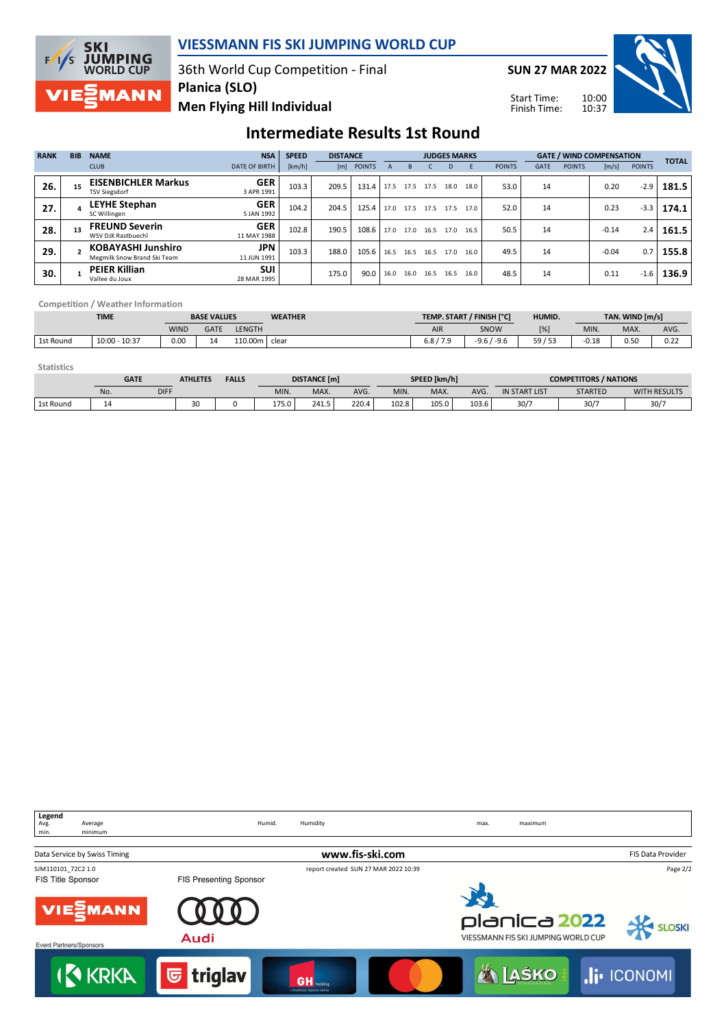# VIESSMANN FIS SKI JUMPING WORLD CUP

36th World Cup Competition - Final

**Planica (SLO)**

**Men Flying Hill Individual**

**SUN 27 MAR 2022**

Start Time: 10:00
Finish Time: 10:37

## Intermediate Results 1st Round

| RANK | BIB | NAME / CLUB | NSA / DATE OF BIRTH | SPEED [km/h] | DISTANCE [m] | DISTANCE POINTS | A | B | C | D | E | JUDGES POINTS | GATE | GATE POINTS | WIND [m/s] | WIND POINTS | TOTAL |
|---|---|---|---|---|---|---|---|---|---|---|---|---|---|---|---|---|---|
| 26. | 15 | **EISENBICHLER Markus** TSV Siegsdorf | GER 3 APR 1991 | 103.3 | 209.5 | 131.4 | 17.5 | 17.5 | 17.5 | 18.0 | 18.0 | 53.0 | 14 | | 0.20 | -2.9 | **181.5** |
| 27. | 4 | **LEYHE Stephan** SC Willingen | GER 5 JAN 1992 | 104.2 | 204.5 | 125.4 | 17.0 | 17.5 | 17.5 | 17.5 | 17.0 | 52.0 | 14 | | 0.23 | -3.3 | **174.1** |
| 28. | 13 | **FREUND Severin** WSV DJK Rastbuechl | GER 11 MAY 1988 | 102.8 | 190.5 | 108.6 | 17.0 | 17.0 | 16.5 | 17.0 | 16.5 | 50.5 | 14 | | -0.14 | 2.4 | **161.5** |
| 29. | 2 | **KOBAYASHI Junshiro** Megmilk Snow Brand Ski Team | JPN 11 JUN 1991 | 103.3 | 188.0 | 105.6 | 16.5 | 16.5 | 16.5 | 17.0 | 16.0 | 49.5 | 14 | | -0.04 | 0.7 | **155.8** |
| 30. | 1 | **PEIER Killian** Vallee du Joux | SUI 28 MAR 1995 | | 175.0 | 90.0 | 16.0 | 16.0 | 16.5 | 16.5 | 16.0 | 48.5 | 14 | | 0.11 | -1.6 | **136.9** |

### Competition / Weather Information

| | TIME | BASE VALUES WIND | BASE VALUES GATE | BASE VALUES LENGTH | WEATHER | TEMP. AIR | TEMP. SNOW | HUMID. [%] | TAN. WIND MIN. | TAN. WIND MAX. | TAN. WIND AVG. |
|---|---|---|---|---|---|---|---|---|---|---|---|
| 1st Round | 10:00 - 10:37 | 0.00 | 14 | 110.00m | clear | 6.8 / 7.9 | -9.6 / -9.6 | 59 / 53 | -0.18 | 0.50 | 0.22 |

### Statistics

| | GATE No. | GATE DIFF | ATHLETES | FALLS | DISTANCE MIN. | DISTANCE MAX. | DISTANCE AVG. | SPEED MIN. | SPEED MAX. | SPEED AVG. | IN START LIST | STARTED | WITH RESULTS |
|---|---|---|---|---|---|---|---|---|---|---|---|---|---|
| 1st Round | 14 | | 30 | 0 | 175.0 | 241.5 | 220.4 | 102.8 | 105.0 | 103.6 | 30/7 | 30/7 | 30/7 |

**Legend**
Avg. Average
min. minimum
Humid. Humidity
max. maximum

Data Service by Swiss Timing — www.fis-ski.com — FIS Data Provider

SJM110101_72C2 1.0 — report created SUN 27 MAR 2022 10:39

FIS Title Sponsor: VIESSMANN — FIS Presenting Sponsor: Audi

Event Partners/Sponsors: KRKA, triglav, GH holding, LAŠKO, ICONOMI, planica 2022 VIESSMANN FIS SKI JUMPING WORLD CUP, SLOSKI